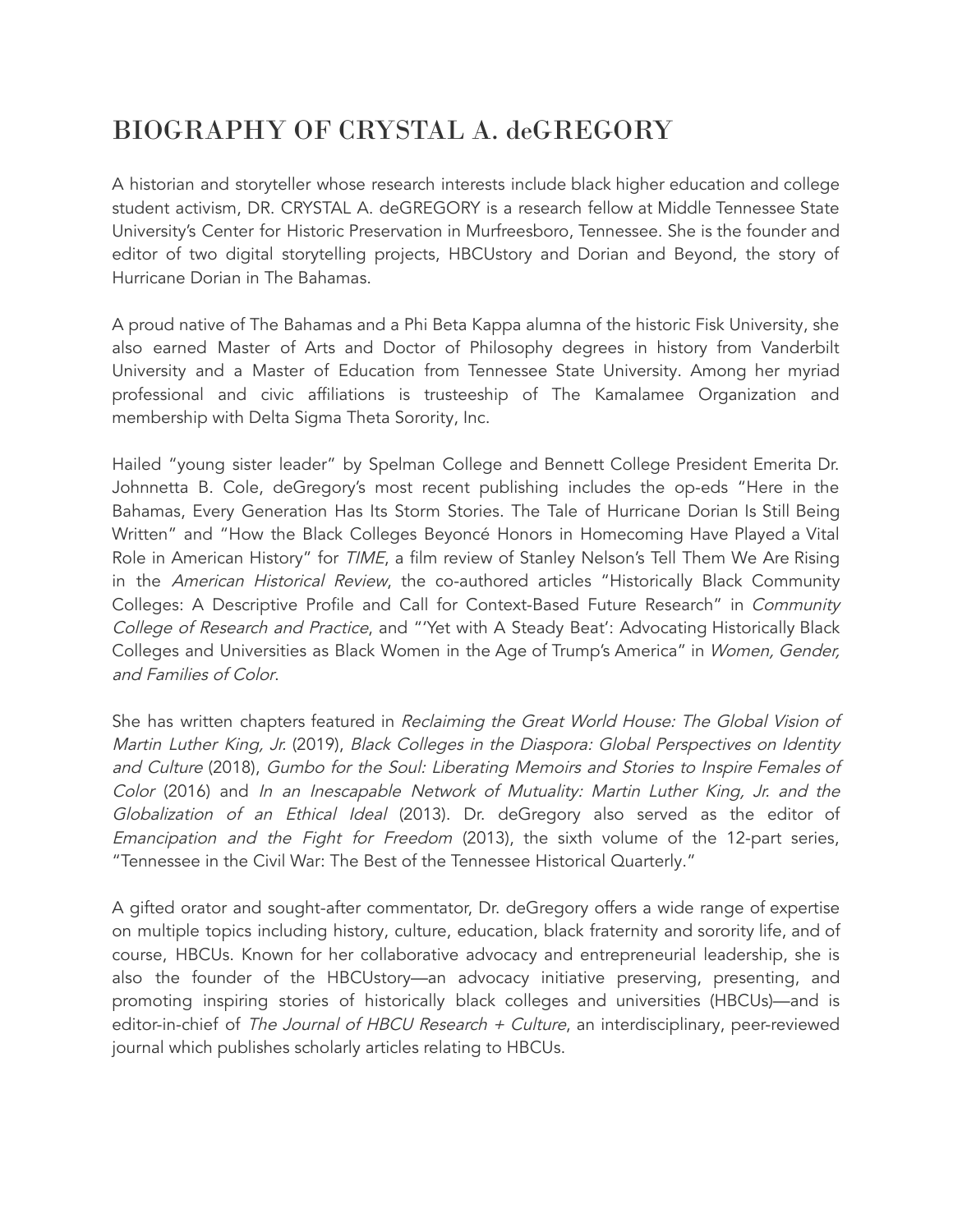# BIOGRAPHY OF CRYSTAL A. deGREGORY

A historian and storyteller whose research interests include black higher education and college student activism, DR. CRYSTAL A. deGREGORY is a research fellow at Middle Tennessee State University's Center for Historic Preservation in Murfreesboro, Tennessee. She is the founder and editor of two digital storytelling projects, HBCUstory and Dorian and Beyond, the story of Hurricane Dorian in The Bahamas.

A proud native of The Bahamas and a Phi Beta Kappa alumna of the historic Fisk University, she also earned Master of Arts and Doctor of Philosophy degrees in history from Vanderbilt University and a Master of Education from Tennessee State University. Among her myriad professional and civic affiliations is trusteeship of The Kamalamee Organization and membership with Delta Sigma Theta Sorority, Inc.

Hailed "young sister leader" by Spelman College and Bennett College President Emerita Dr. Johnnetta B. Cole, deGregory's most recent publishing includes the op-eds "Here in the Bahamas, Every Generation Has Its Storm Stories. The Tale of Hurricane Dorian Is Still Being Written" and "How the Black Colleges Beyoncé Honors in Homecoming Have Played a Vital Role in American History" for *TIME*, a film review of Stanley Nelson's Tell Them We Are Rising in the *American Historical Review*, the co-authored articles "Historically Black Community Colleges: A Descriptive Profile and Call for Context-Based Future Research" in *Community College of Research and Practice*, and "'Yet with A Steady Beat': Advocating Historically Black Colleges and Universities as Black Women in the Age of Trump's America" in *Women, Gender, and Families of Color*.

She has written chapters featured in *Reclaiming the Great World House: The Global Vision of Martin Luther King, Jr.* (2019), *Black Colleges in the Diaspora: Global Perspectives on Identity and Culture* (2018), *Gumbo for the Soul: Liberating Memoirs and Stories to Inspire Females of Color* (2016) and *In an Inescapable Network of Mutuality: Martin Luther King, Jr. and the Globalization of an Ethical Ideal* (2013). Dr. deGregory also served as the editor of *Emancipation and the Fight for Freedom* (2013), the sixth volume of the 12-part series, "Tennessee in the Civil War: The Best of the Tennessee Historical Quarterly."

A gifted orator and sought-after commentator, Dr. deGregory offers a wide range of expertise on multiple topics including history, culture, education, black fraternity and sorority life, and of course, HBCUs. Known for her collaborative advocacy and entrepreneurial leadership, she is also the founder of the HBCUstory—an advocacy initiative preserving, presenting, and promoting inspiring stories of historically black colleges and universities (HBCUs)—and is editor-in-chief of *The Journal of HBCU Research + Culture*, an interdisciplinary, peer-reviewed journal which publishes scholarly articles relating to HBCUs.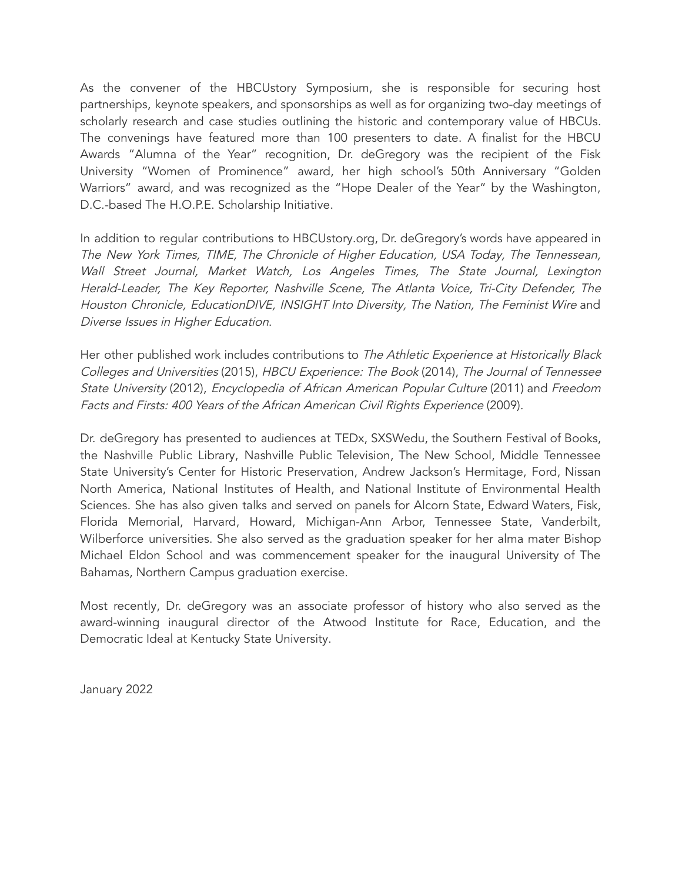As the convener of the HBCUstory Symposium, she is responsible for securing host partnerships, keynote speakers, and sponsorships as well as for organizing two-day meetings of scholarly research and case studies outlining the historic and contemporary value of HBCUs. The convenings have featured more than 100 presenters to date. A finalist for the HBCU Awards "Alumna of the Year" recognition, Dr. deGregory was the recipient of the Fisk University "Women of Prominence" award, her high school's 50th Anniversary "Golden Warriors" award, and was recognized as the "Hope Dealer of the Year" by the Washington, D.C.-based The H.O.P.E. Scholarship Initiative.

In addition to regular contributions to HBCUstory.org, Dr. deGregory's words have appeared in *The New York Times, TIME, The Chronicle of Higher Education, USA Today, The Tennessean, Wall Street Journal, Market Watch, Los Angeles Times, The State Journal, Lexington Herald-Leader, The Key Reporter, Nashville Scene, The Atlanta Voice, Tri-City Defender, The Houston Chronicle, EducationDIVE, INSIGHT Into Diversity, The Nation, The Feminist Wire* and *Diverse Issues in Higher Education*.

Her other published work includes contributions to *The Athletic Experience at Historically Black Colleges and Universities* (2015), *HBCU Experience: The Book* (2014), *The Journal of Tennessee State University* (2012), *Encyclopedia of African American Popular Culture* (2011) and *Freedom Facts and Firsts: 400 Years of the African American Civil Rights Experience* (2009).

Dr. deGregory has presented to audiences at TEDx, SXSWedu, the Southern Festival of Books, the Nashville Public Library, Nashville Public Television, The New School, Middle Tennessee State University's Center for Historic Preservation, Andrew Jackson's Hermitage, Ford, Nissan North America, National Institutes of Health, and National Institute of Environmental Health Sciences. She has also given talks and served on panels for Alcorn State, Edward Waters, Fisk, Florida Memorial, Harvard, Howard, Michigan-Ann Arbor, Tennessee State, Vanderbilt, Wilberforce universities. She also served as the graduation speaker for her alma mater Bishop Michael Eldon School and was commencement speaker for the inaugural University of The Bahamas, Northern Campus graduation exercise.

Most recently, Dr. deGregory was an associate professor of history who also served as the award-winning inaugural director of the Atwood Institute for Race, Education, and the Democratic Ideal at Kentucky State University.

January 2022